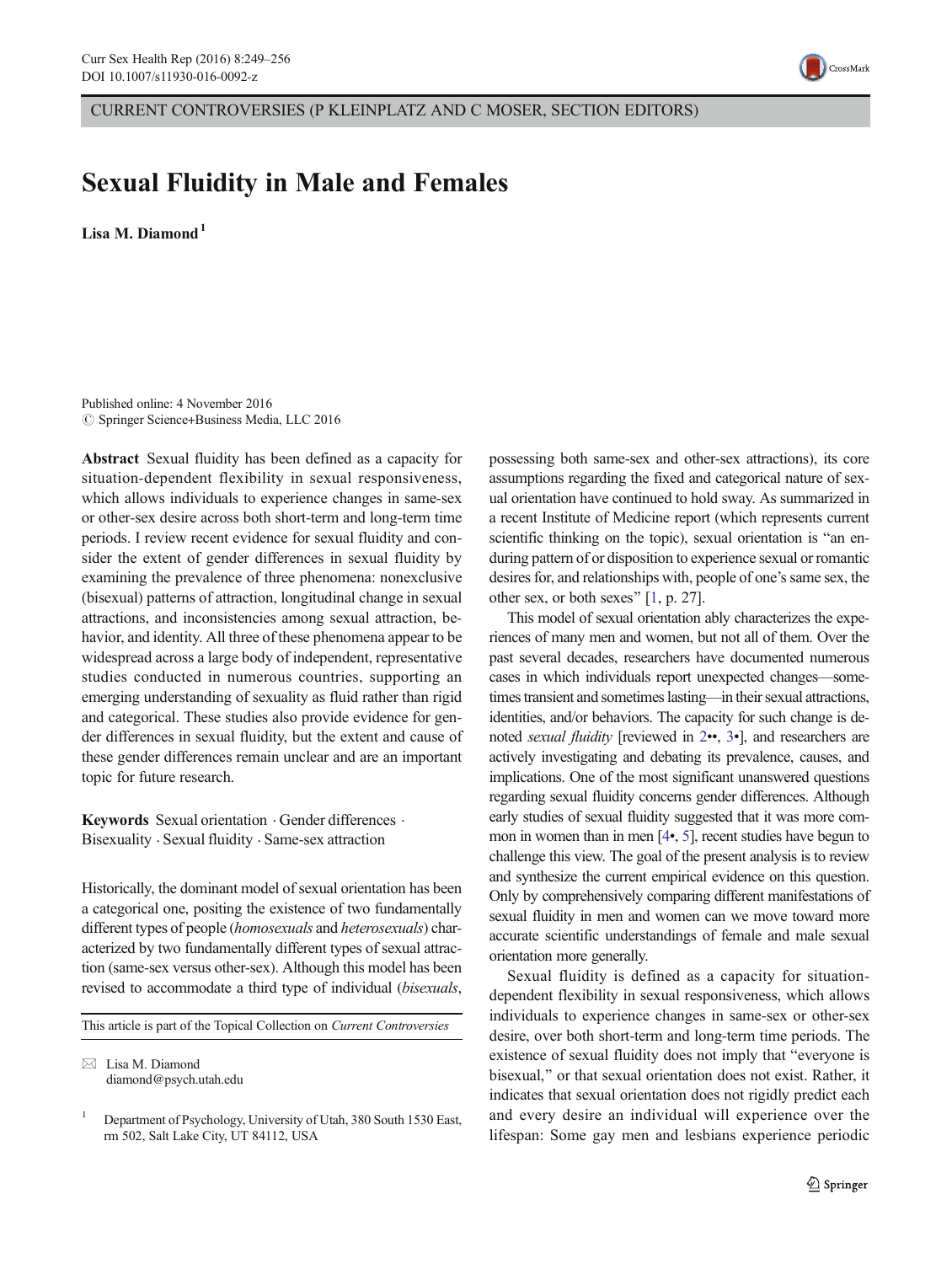CURRENT CONTROVERSIES (P KLEINPLATZ AND C MOSER, SECTION EDITORS)

# Sexual Fluidity in Male and Females

**Lisa M. Diamond**[1]

Published online: 4 November 2016
© Springer Science+Business Media, LLC 2016

**Abstract** Sexual fluidity has been defined as a capacity for situation-dependent flexibility in sexual responsiveness, which allows individuals to experience changes in same-sex or other-sex desire across both short-term and long-term time periods. I review recent evidence for sexual fluidity and consider the extent of gender differences in sexual fluidity by examining the prevalence of three phenomena: nonexclusive (bisexual) patterns of attraction, longitudinal change in sexual attractions, and inconsistencies among sexual attraction, behavior, and identity. All three of these phenomena appear to be widespread across a large body of independent, representative studies conducted in numerous countries, supporting an emerging understanding of sexuality as fluid rather than rigid and categorical. These studies also provide evidence for gender differences in sexual fluidity, but the extent and cause of these gender differences remain unclear and are an important topic for future research.

**Keywords** Sexual orientation · Gender differences · Bisexuality · Sexual fluidity · Same-sex attraction

Historically, the dominant model of sexual orientation has been a categorical one, positing the existence of two fundamentally different types of people (*homosexuals* and *heterosexuals*) characterized by two fundamentally different types of sexual attraction (same-sex versus other-sex). Although this model has been revised to accommodate a third type of individual (*bisexuals*, possessing both same-sex and other-sex attractions), its core assumptions regarding the fixed and categorical nature of sexual orientation have continued to hold sway. As summarized in a recent Institute of Medicine report (which represents current scientific thinking on the topic), sexual orientation is "an enduring pattern of or disposition to experience sexual or romantic desires for, and relationships with, people of one's same sex, the other sex, or both sexes" [1, p. 27].

This model of sexual orientation ably characterizes the experiences of many men and women, but not all of them. Over the past several decades, researchers have documented numerous cases in which individuals report unexpected changes—sometimes transient and sometimes lasting—in their sexual attractions, identities, and/or behaviors. The capacity for such change is denoted *sexual fluidity* [reviewed in 2••, 3•], and researchers are actively investigating and debating its prevalence, causes, and implications. One of the most significant unanswered questions regarding sexual fluidity concerns gender differences. Although early studies of sexual fluidity suggested that it was more common in women than in men [4•, 5], recent studies have begun to challenge this view. The goal of the present analysis is to review and synthesize the current empirical evidence on this question. Only by comprehensively comparing different manifestations of sexual fluidity in men and women can we move toward more accurate scientific understandings of female and male sexual orientation more generally.

Sexual fluidity is defined as a capacity for situation-dependent flexibility in sexual responsiveness, which allows individuals to experience changes in same-sex or other-sex desire, over both short-term and long-term time periods. The existence of sexual fluidity does not imply that "everyone is bisexual," or that sexual orientation does not exist. Rather, it indicates that sexual orientation does not rigidly predict each and every desire an individual will experience over the lifespan: Some gay men and lesbians experience periodic

This article is part of the Topical Collection on *Current Controversies*

✉ Lisa M. Diamond
diamond@psych.utah.edu

[1] Department of Psychology, University of Utah, 380 South 1530 East, rm 502, Salt Lake City, UT 84112, USA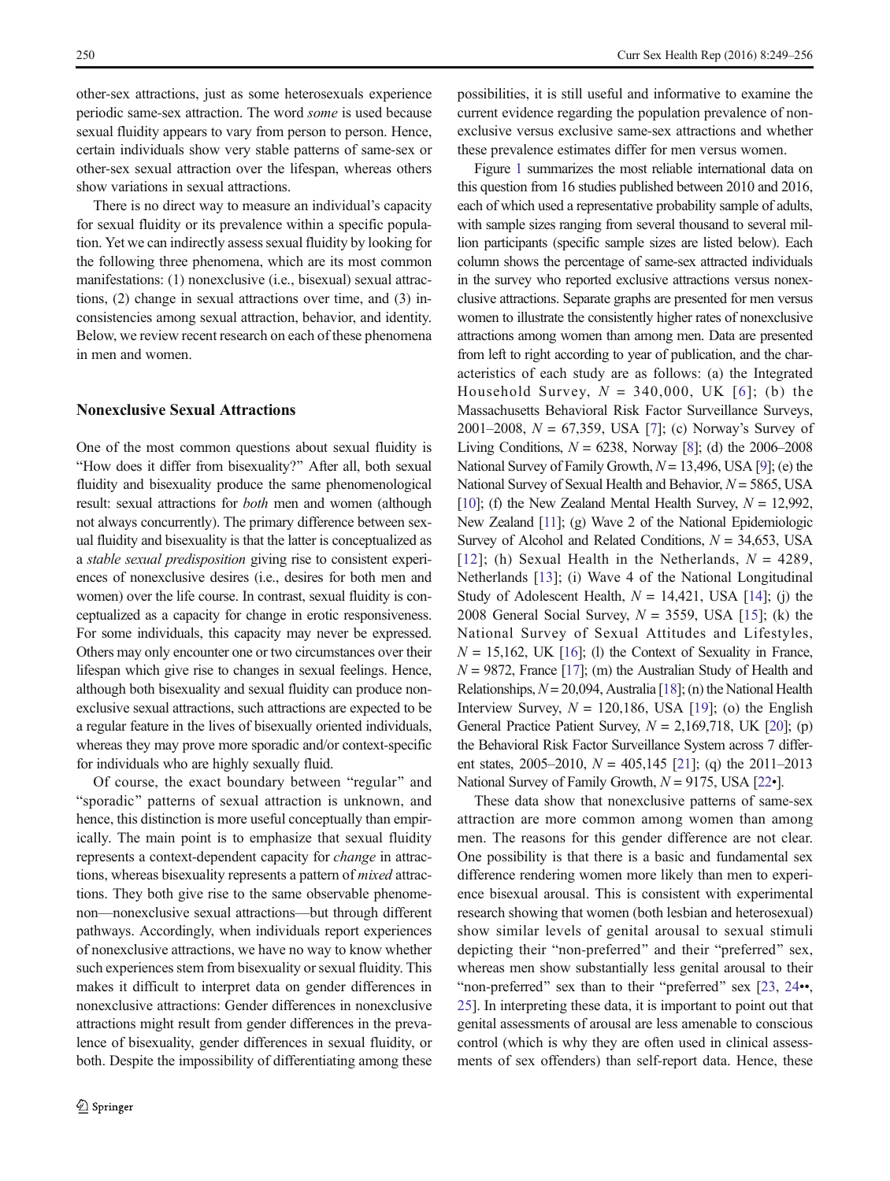other-sex attractions, just as some heterosexuals experience periodic same-sex attraction. The word *some* is used because sexual fluidity appears to vary from person to person. Hence, certain individuals show very stable patterns of same-sex or other-sex sexual attraction over the lifespan, whereas others show variations in sexual attractions.

There is no direct way to measure an individual's capacity for sexual fluidity or its prevalence within a specific population. Yet we can indirectly assess sexual fluidity by looking for the following three phenomena, which are its most common manifestations: (1) nonexclusive (i.e., bisexual) sexual attractions, (2) change in sexual attractions over time, and (3) inconsistencies among sexual attraction, behavior, and identity. Below, we review recent research on each of these phenomena in men and women.

## Nonexclusive Sexual Attractions

One of the most common questions about sexual fluidity is "How does it differ from bisexuality?" After all, both sexual fluidity and bisexuality produce the same phenomenological result: sexual attractions for *both* men and women (although not always concurrently). The primary difference between sexual fluidity and bisexuality is that the latter is conceptualized as a *stable sexual predisposition* giving rise to consistent experiences of nonexclusive desires (i.e., desires for both men and women) over the life course. In contrast, sexual fluidity is conceptualized as a capacity for change in erotic responsiveness. For some individuals, this capacity may never be expressed. Others may only encounter one or two circumstances over their lifespan which give rise to changes in sexual feelings. Hence, although both bisexuality and sexual fluidity can produce nonexclusive sexual attractions, such attractions are expected to be a regular feature in the lives of bisexually oriented individuals, whereas they may prove more sporadic and/or context-specific for individuals who are highly sexually fluid.

Of course, the exact boundary between "regular" and "sporadic" patterns of sexual attraction is unknown, and hence, this distinction is more useful conceptually than empirically. The main point is to emphasize that sexual fluidity represents a context-dependent capacity for *change* in attractions, whereas bisexuality represents a pattern of *mixed* attractions. They both give rise to the same observable phenomenon—nonexclusive sexual attractions—but through different pathways. Accordingly, when individuals report experiences of nonexclusive attractions, we have no way to know whether such experiences stem from bisexuality or sexual fluidity. This makes it difficult to interpret data on gender differences in nonexclusive attractions: Gender differences in nonexclusive attractions might result from gender differences in the prevalence of bisexuality, gender differences in sexual fluidity, or both. Despite the impossibility of differentiating among these possibilities, it is still useful and informative to examine the current evidence regarding the population prevalence of nonexclusive versus exclusive same-sex attractions and whether these prevalence estimates differ for men versus women.

Figure 1 summarizes the most reliable international data on this question from 16 studies published between 2010 and 2016, each of which used a representative probability sample of adults, with sample sizes ranging from several thousand to several million participants (specific sample sizes are listed below). Each column shows the percentage of same-sex attracted individuals in the survey who reported exclusive attractions versus nonexclusive attractions. Separate graphs are presented for men versus women to illustrate the consistently higher rates of nonexclusive attractions among women than among men. Data are presented from left to right according to year of publication, and the characteristics of each study are as follows: (a) the Integrated Household Survey, $N$ = 340,000, UK [6]; (b) the Massachusetts Behavioral Risk Factor Surveillance Surveys, 2001–2008, $N$ = 67,359, USA [7]; (c) Norway's Survey of Living Conditions, $N$ = 6238, Norway [8]; (d) the 2006–2008 National Survey of Family Growth, $N$ = 13,496, USA [9]; (e) the National Survey of Sexual Health and Behavior, $N$ = 5865, USA [10]; (f) the New Zealand Mental Health Survey, $N$ = 12,992, New Zealand [11]; (g) Wave 2 of the National Epidemiologic Survey of Alcohol and Related Conditions, $N$ = 34,653, USA [12]; (h) Sexual Health in the Netherlands, $N$ = 4289, Netherlands [13]; (i) Wave 4 of the National Longitudinal Study of Adolescent Health, $N$ = 14,421, USA [14]; (j) the 2008 General Social Survey, $N$ = 3559, USA [15]; (k) the National Survey of Sexual Attitudes and Lifestyles, $N$ = 15,162, UK [16]; (l) the Context of Sexuality in France, $N$ = 9872, France [17]; (m) the Australian Study of Health and Relationships, $N$ = 20,094, Australia [18]; (n) the National Health Interview Survey, $N$ = 120,186, USA [19]; (o) the English General Practice Patient Survey, $N$ = 2,169,718, UK [20]; (p) the Behavioral Risk Factor Surveillance System across 7 different states, 2005–2010, $N$ = 405,145 [21]; (q) the 2011–2013 National Survey of Family Growth, $N$ = 9175, USA [22•].

These data show that nonexclusive patterns of same-sex attraction are more common among women than among men. The reasons for this gender difference are not clear. One possibility is that there is a basic and fundamental sex difference rendering women more likely than men to experience bisexual arousal. This is consistent with experimental research showing that women (both lesbian and heterosexual) show similar levels of genital arousal to sexual stimuli depicting their "non-preferred" and their "preferred" sex, whereas men show substantially less genital arousal to their "non-preferred" sex than to their "preferred" sex [23, 24••, 25]. In interpreting these data, it is important to point out that genital assessments of arousal are less amenable to conscious control (which is why they are often used in clinical assessments of sex offenders) than self-report data. Hence, these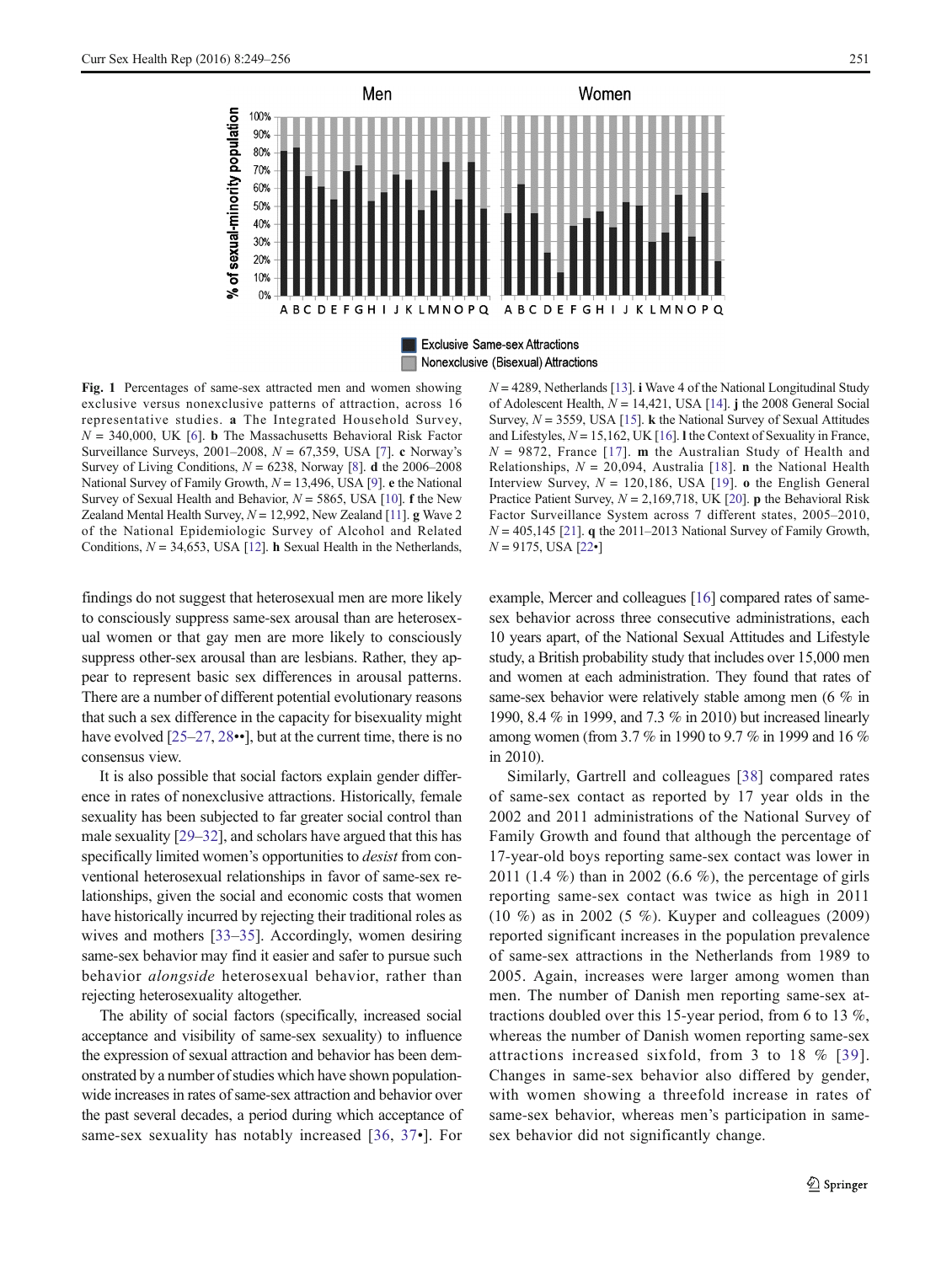**Fig. 1** Percentages of same-sex attracted men and women showing exclusive versus nonexclusive patterns of attraction, across 16 representative studies. **a** The Integrated Household Survey, $N$ = 340,000, UK [6]. **b** The Massachusetts Behavioral Risk Factor Surveillance Surveys, 2001–2008, $N$ = 67,359, USA [7]. **c** Norway's Survey of Living Conditions, $N$ = 6238, Norway [8]. **d** the 2006–2008 National Survey of Family Growth, $N$ = 13,496, USA [9]. **e** the National Survey of Sexual Health and Behavior, $N$ = 5865, USA [10]. **f** the New Zealand Mental Health Survey, $N$ = 12,992, New Zealand [11]. **g** Wave 2 of the National Epidemiologic Survey of Alcohol and Related Conditions, $N$ = 34,653, USA [12]. **h** Sexual Health in the Netherlands, $N$ = 4289, Netherlands [13]. **i** Wave 4 of the National Longitudinal Study of Adolescent Health, $N$ = 14,421, USA [14]. **j** the 2008 General Social Survey, $N$ = 3559, USA [15]. **k** the National Survey of Sexual Attitudes and Lifestyles, $N$ = 15,162, UK [16]. **l** the Context of Sexuality in France, $N$ = 9872, France [17]. **m** the Australian Study of Health and Relationships, $N$ = 20,094, Australia [18]. **n** the National Health Interview Survey, $N$ = 120,186, USA [19]. **o** the English General Practice Patient Survey, $N$ = 2,169,718, UK [20]. **p** the Behavioral Risk Factor Surveillance System across 7 different states, 2005–2010, $N$ = 405,145 [21]. **q** the 2011–2013 National Survey of Family Growth, $N$ = 9175, USA [22•]

findings do not suggest that heterosexual men are more likely to consciously suppress same-sex arousal than are heterosexual women or that gay men are more likely to consciously suppress other-sex arousal than are lesbians. Rather, they appear to represent basic sex differences in arousal patterns. There are a number of different potential evolutionary reasons that such a sex difference in the capacity for bisexuality might have evolved [25–27, 28••], but at the current time, there is no consensus view.

It is also possible that social factors explain gender difference in rates of nonexclusive attractions. Historically, female sexuality has been subjected to far greater social control than male sexuality [29–32], and scholars have argued that this has specifically limited women's opportunities to *desist* from conventional heterosexual relationships in favor of same-sex relationships, given the social and economic costs that women have historically incurred by rejecting their traditional roles as wives and mothers [33–35]. Accordingly, women desiring same-sex behavior may find it easier and safer to pursue such behavior *alongside* heterosexual behavior, rather than rejecting heterosexuality altogether.

The ability of social factors (specifically, increased social acceptance and visibility of same-sex sexuality) to influence the expression of sexual attraction and behavior has been demonstrated by a number of studies which have shown population-wide increases in rates of same-sex attraction and behavior over the past several decades, a period during which acceptance of same-sex sexuality has notably increased [36, 37•]. For example, Mercer and colleagues [16] compared rates of same-sex behavior across three consecutive administrations, each 10 years apart, of the National Sexual Attitudes and Lifestyle study, a British probability study that includes over 15,000 men and women at each administration. They found that rates of same-sex behavior were relatively stable among men (6 % in 1990, 8.4 % in 1999, and 7.3 % in 2010) but increased linearly among women (from 3.7 % in 1990 to 9.7 % in 1999 and 16 % in 2010).

Similarly, Gartrell and colleagues [38] compared rates of same-sex contact as reported by 17 year olds in the 2002 and 2011 administrations of the National Survey of Family Growth and found that although the percentage of 17-year-old boys reporting same-sex contact was lower in 2011 (1.4 %) than in 2002 (6.6 %), the percentage of girls reporting same-sex contact was twice as high in 2011 (10 %) as in 2002 (5 %). Kuyper and colleagues (2009) reported significant increases in the population prevalence of same-sex attractions in the Netherlands from 1989 to 2005. Again, increases were larger among women than men. The number of Danish men reporting same-sex attractions doubled over this 15-year period, from 6 to 13 %, whereas the number of Danish women reporting same-sex attractions increased sixfold, from 3 to 18 % [39]. Changes in same-sex behavior also differed by gender, with women showing a threefold increase in rates of same-sex behavior, whereas men's participation in same-sex behavior did not significantly change.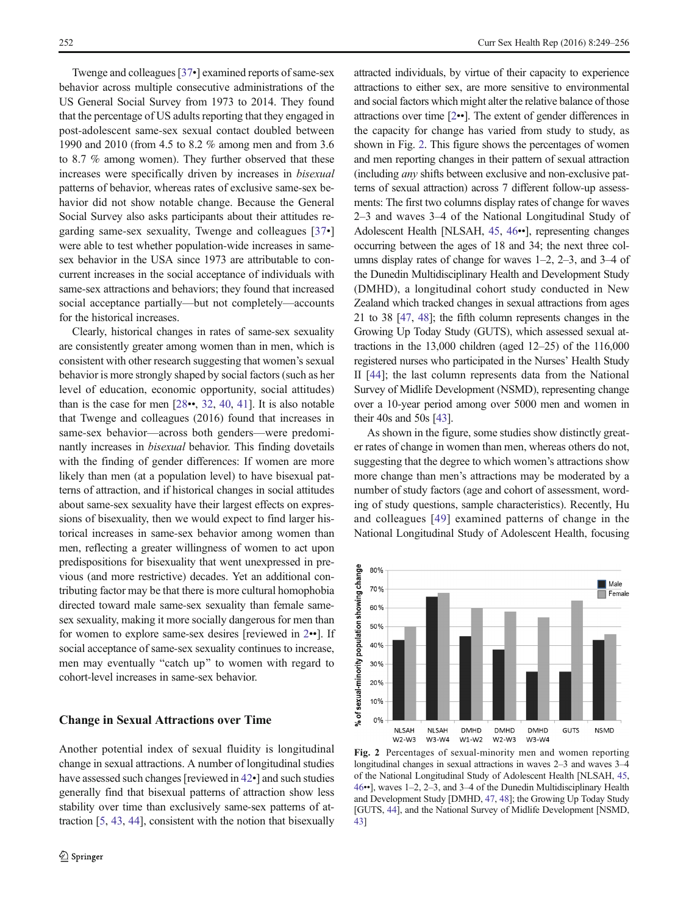Twenge and colleagues [37•] examined reports of same-sex behavior across multiple consecutive administrations of the US General Social Survey from 1973 to 2014. They found that the percentage of US adults reporting that they engaged in post-adolescent same-sex sexual contact doubled between 1990 and 2010 (from 4.5 to 8.2 % among men and from 3.6 to 8.7 % among women). They further observed that these increases were specifically driven by increases in *bisexual* patterns of behavior, whereas rates of exclusive same-sex behavior did not show notable change. Because the General Social Survey also asks participants about their attitudes regarding same-sex sexuality, Twenge and colleagues [37•] were able to test whether population-wide increases in same-sex behavior in the USA since 1973 are attributable to concurrent increases in the social acceptance of individuals with same-sex attractions and behaviors; they found that increased social acceptance partially—but not completely—accounts for the historical increases.

Clearly, historical changes in rates of same-sex sexuality are consistently greater among women than in men, which is consistent with other research suggesting that women's sexual behavior is more strongly shaped by social factors (such as her level of education, economic opportunity, social attitudes) than is the case for men [28••, 32, 40, 41]. It is also notable that Twenge and colleagues (2016) found that increases in same-sex behavior—across both genders—were predominantly increases in *bisexual* behavior. This finding dovetails with the finding of gender differences: If women are more likely than men (at a population level) to have bisexual patterns of attraction, and if historical changes in social attitudes about same-sex sexuality have their largest effects on expressions of bisexuality, then we would expect to find larger historical increases in same-sex behavior among women than men, reflecting a greater willingness of women to act upon predispositions for bisexuality that went unexpressed in previous (and more restrictive) decades. Yet an additional contributing factor may be that there is more cultural homophobia directed toward male same-sex sexuality than female same-sex sexuality, making it more socially dangerous for men than for women to explore same-sex desires [reviewed in 2••]. If social acceptance of same-sex sexuality continues to increase, men may eventually "catch up" to women with regard to cohort-level increases in same-sex behavior.

## Change in Sexual Attractions over Time

Another potential index of sexual fluidity is longitudinal change in sexual attractions. A number of longitudinal studies have assessed such changes [reviewed in 42•] and such studies generally find that bisexual patterns of attraction show less stability over time than exclusively same-sex patterns of attraction [5, 43, 44], consistent with the notion that bisexually attracted individuals, by virtue of their capacity to experience attractions to either sex, are more sensitive to environmental and social factors which might alter the relative balance of those attractions over time [2••]. The extent of gender differences in the capacity for change has varied from study to study, as shown in Fig. 2. This figure shows the percentages of women and men reporting changes in their pattern of sexual attraction (including *any* shifts between exclusive and non-exclusive patterns of sexual attraction) across 7 different follow-up assessments: The first two columns display rates of change for waves 2–3 and waves 3–4 of the National Longitudinal Study of Adolescent Health [NLSAH, 45, 46••], representing changes occurring between the ages of 18 and 34; the next three columns display rates of change for waves 1–2, 2–3, and 3–4 of the Dunedin Multidisciplinary Health and Development Study (DMHD), a longitudinal cohort study conducted in New Zealand which tracked changes in sexual attractions from ages 21 to 38 [47, 48]; the fifth column represents changes in the Growing Up Today Study (GUTS), which assessed sexual attractions in the 13,000 children (aged 12–25) of the 116,000 registered nurses who participated in the Nurses' Health Study II [44]; the last column represents data from the National Survey of Midlife Development (NSMD), representing change over a 10-year period among over 5000 men and women in their 40s and 50s [43].

As shown in the figure, some studies show distinctly greater rates of change in women than men, whereas others do not, suggesting that the degree to which women's attractions show more change than men's attractions may be moderated by a number of study factors (age and cohort of assessment, wording of study questions, sample characteristics). Recently, Hu and colleagues [49] examined patterns of change in the National Longitudinal Study of Adolescent Health, focusing

**Fig. 2** Percentages of sexual-minority men and women reporting longitudinal changes in sexual attractions in waves 2–3 and waves 3–4 of the National Longitudinal Study of Adolescent Health [NLSAH, 45, 46••], waves 1–2, 2–3, and 3–4 of the Dunedin Multidisciplinary Health and Development Study [DMHD, 47, 48]; the Growing Up Today Study [GUTS, 44], and the National Survey of Midlife Development [NSMD, 43]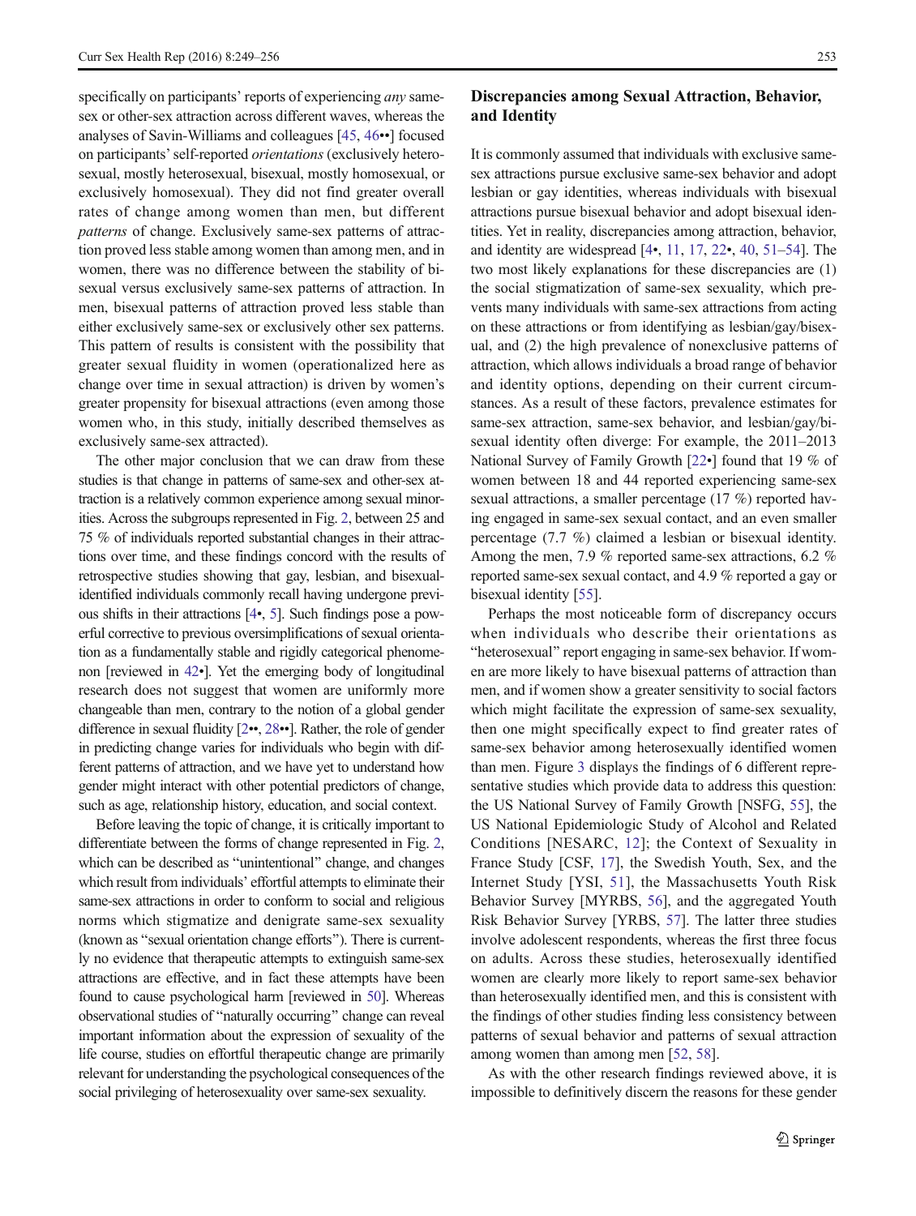specifically on participants' reports of experiencing *any* same-sex or other-sex attraction across different waves, whereas the analyses of Savin-Williams and colleagues [45, 46••] focused on participants' self-reported *orientations* (exclusively heterosexual, mostly heterosexual, bisexual, mostly homosexual, or exclusively homosexual). They did not find greater overall rates of change among women than men, but different *patterns* of change. Exclusively same-sex patterns of attraction proved less stable among women than among men, and in women, there was no difference between the stability of bisexual versus exclusively same-sex patterns of attraction. In men, bisexual patterns of attraction proved less stable than either exclusively same-sex or exclusively other sex patterns. This pattern of results is consistent with the possibility that greater sexual fluidity in women (operationalized here as change over time in sexual attraction) is driven by women's greater propensity for bisexual attractions (even among those women who, in this study, initially described themselves as exclusively same-sex attracted).

The other major conclusion that we can draw from these studies is that change in patterns of same-sex and other-sex attraction is a relatively common experience among sexual minorities. Across the subgroups represented in Fig. 2, between 25 and 75 % of individuals reported substantial changes in their attractions over time, and these findings concord with the results of retrospective studies showing that gay, lesbian, and bisexual-identified individuals commonly recall having undergone previous shifts in their attractions [4•, 5]. Such findings pose a powerful corrective to previous oversimplifications of sexual orientation as a fundamentally stable and rigidly categorical phenomenon [reviewed in 42•]. Yet the emerging body of longitudinal research does not suggest that women are uniformly more changeable than men, contrary to the notion of a global gender difference in sexual fluidity [2••, 28••]. Rather, the role of gender in predicting change varies for individuals who begin with different patterns of attraction, and we have yet to understand how gender might interact with other potential predictors of change, such as age, relationship history, education, and social context.

Before leaving the topic of change, it is critically important to differentiate between the forms of change represented in Fig. 2, which can be described as "unintentional" change, and changes which result from individuals' effortful attempts to eliminate their same-sex attractions in order to conform to social and religious norms which stigmatize and denigrate same-sex sexuality (known as "sexual orientation change efforts"). There is currently no evidence that therapeutic attempts to extinguish same-sex attractions are effective, and in fact these attempts have been found to cause psychological harm [reviewed in 50]. Whereas observational studies of "naturally occurring" change can reveal important information about the expression of sexuality of the life course, studies on effortful therapeutic change are primarily relevant for understanding the psychological consequences of the social privileging of heterosexuality over same-sex sexuality.

## Discrepancies among Sexual Attraction, Behavior, and Identity

It is commonly assumed that individuals with exclusive same-sex attractions pursue exclusive same-sex behavior and adopt lesbian or gay identities, whereas individuals with bisexual attractions pursue bisexual behavior and adopt bisexual identities. Yet in reality, discrepancies among attraction, behavior, and identity are widespread [4•, 11, 17, 22•, 40, 51–54]. The two most likely explanations for these discrepancies are (1) the social stigmatization of same-sex sexuality, which prevents many individuals with same-sex attractions from acting on these attractions or from identifying as lesbian/gay/bisexual, and (2) the high prevalence of nonexclusive patterns of attraction, which allows individuals a broad range of behavior and identity options, depending on their current circumstances. As a result of these factors, prevalence estimates for same-sex attraction, same-sex behavior, and lesbian/gay/bisexual identity often diverge: For example, the 2011–2013 National Survey of Family Growth [22•] found that 19 % of women between 18 and 44 reported experiencing same-sex sexual attractions, a smaller percentage (17 %) reported having engaged in same-sex sexual contact, and an even smaller percentage (7.7 %) claimed a lesbian or bisexual identity. Among the men, 7.9 % reported same-sex attractions, 6.2 % reported same-sex sexual contact, and 4.9 % reported a gay or bisexual identity [55].

Perhaps the most noticeable form of discrepancy occurs when individuals who describe their orientations as "heterosexual" report engaging in same-sex behavior. If women are more likely to have bisexual patterns of attraction than men, and if women show a greater sensitivity to social factors which might facilitate the expression of same-sex sexuality, then one might specifically expect to find greater rates of same-sex behavior among heterosexually identified women than men. Figure 3 displays the findings of 6 different representative studies which provide data to address this question: the US National Survey of Family Growth [NSFG, 55], the US National Epidemiologic Study of Alcohol and Related Conditions [NESARC, 12]; the Context of Sexuality in France Study [CSF, 17], the Swedish Youth, Sex, and the Internet Study [YSI, 51], the Massachusetts Youth Risk Behavior Survey [MYRBS, 56], and the aggregated Youth Risk Behavior Survey [YRBS, 57]. The latter three studies involve adolescent respondents, whereas the first three focus on adults. Across these studies, heterosexually identified women are clearly more likely to report same-sex behavior than heterosexually identified men, and this is consistent with the findings of other studies finding less consistency between patterns of sexual behavior and patterns of sexual attraction among women than among men [52, 58].

As with the other research findings reviewed above, it is impossible to definitively discern the reasons for these gender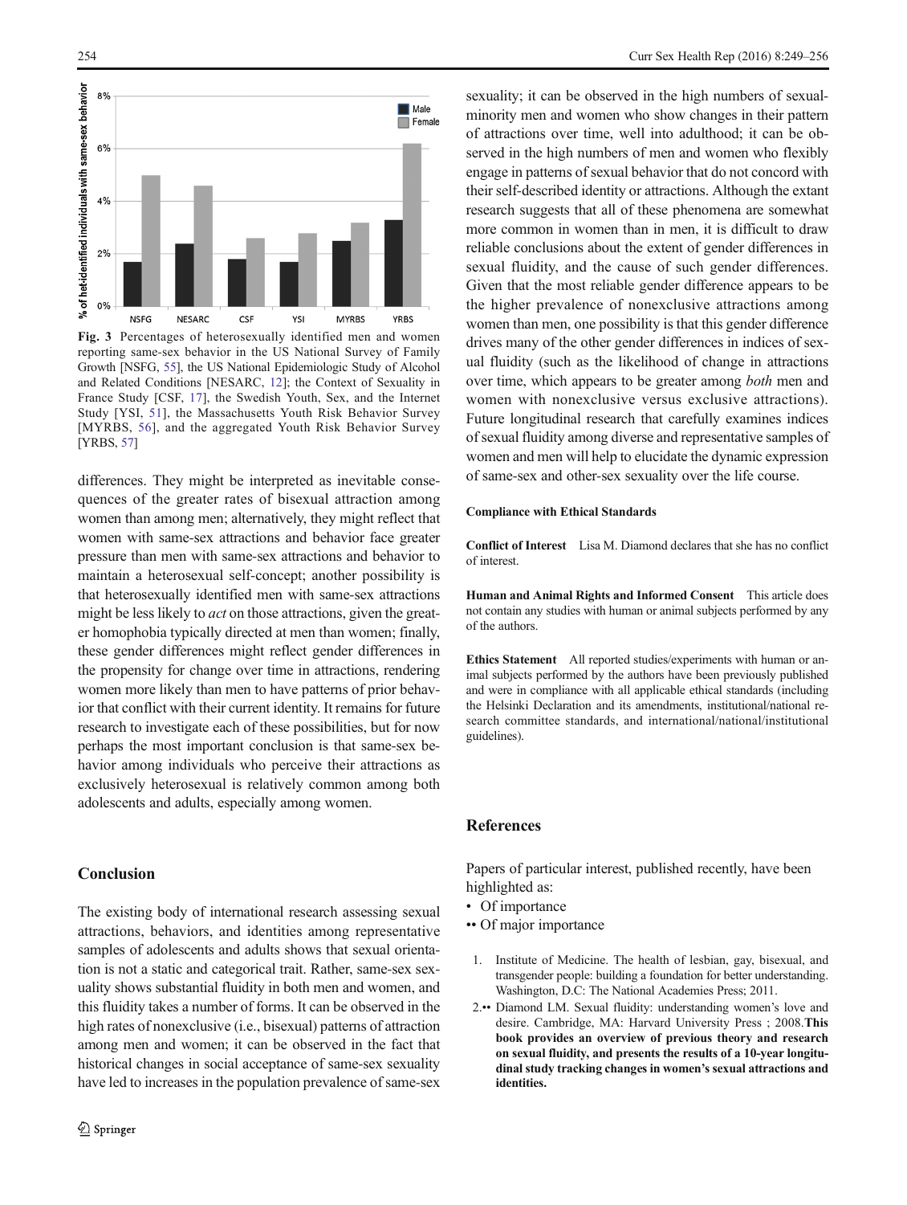**Fig. 3** Percentages of heterosexually identified men and women reporting same-sex behavior in the US National Survey of Family Growth [NSFG, 55], the US National Epidemiologic Study of Alcohol and Related Conditions [NESARC, 12]; the Context of Sexuality in France Study [CSF, 17], the Swedish Youth, Sex, and the Internet Study [YSI, 51], the Massachusetts Youth Risk Behavior Survey [MYRBS, 56], and the aggregated Youth Risk Behavior Survey [YRBS, 57]

differences. They might be interpreted as inevitable consequences of the greater rates of bisexual attraction among women than among men; alternatively, they might reflect that women with same-sex attractions and behavior face greater pressure than men with same-sex attractions and behavior to maintain a heterosexual self-concept; another possibility is that heterosexually identified men with same-sex attractions might be less likely to *act* on those attractions, given the greater homophobia typically directed at men than women; finally, these gender differences might reflect gender differences in the propensity for change over time in attractions, rendering women more likely than men to have patterns of prior behavior that conflict with their current identity. It remains for future research to investigate each of these possibilities, but for now perhaps the most important conclusion is that same-sex behavior among individuals who perceive their attractions as exclusively heterosexual is relatively common among both adolescents and adults, especially among women.

## Conclusion

The existing body of international research assessing sexual attractions, behaviors, and identities among representative samples of adolescents and adults shows that sexual orientation is not a static and categorical trait. Rather, same-sex sexuality shows substantial fluidity in both men and women, and this fluidity takes a number of forms. It can be observed in the high rates of nonexclusive (i.e., bisexual) patterns of attraction among men and women; it can be observed in the fact that historical changes in social acceptance of same-sex sexuality have led to increases in the population prevalence of same-sex sexuality; it can be observed in the high numbers of sexual-minority men and women who show changes in their pattern of attractions over time, well into adulthood; it can be observed in the high numbers of men and women who flexibly engage in patterns of sexual behavior that do not concord with their self-described identity or attractions. Although the extant research suggests that all of these phenomena are somewhat more common in women than in men, it is difficult to draw reliable conclusions about the extent of gender differences in sexual fluidity, and the cause of such gender differences. Given that the most reliable gender difference appears to be the higher prevalence of nonexclusive attractions among women than men, one possibility is that this gender difference drives many of the other gender differences in indices of sexual fluidity (such as the likelihood of change in attractions over time, which appears to be greater among *both* men and women with nonexclusive versus exclusive attractions). Future longitudinal research that carefully examines indices of sexual fluidity among diverse and representative samples of women and men will help to elucidate the dynamic expression of same-sex and other-sex sexuality over the life course.

#### Compliance with Ethical Standards

**Conflict of Interest** Lisa M. Diamond declares that she has no conflict of interest.

**Human and Animal Rights and Informed Consent** This article does not contain any studies with human or animal subjects performed by any of the authors.

**Ethics Statement** All reported studies/experiments with human or animal subjects performed by the authors have been previously published and were in compliance with all applicable ethical standards (including the Helsinki Declaration and its amendments, institutional/national research committee standards, and international/national/institutional guidelines).

## References

Papers of particular interest, published recently, have been highlighted as:

- • Of importance
- •• Of major importance

1. Institute of Medicine. The health of lesbian, gay, bisexual, and transgender people: building a foundation for better understanding. Washington, D.C: The National Academies Press; 2011.
2. •• Diamond LM. Sexual fluidity: understanding women's love and desire. Cambridge, MA: Harvard University Press ; 2008. **This book provides an overview of previous theory and research on sexual fluidity, and presents the results of a 10-year longitudinal study tracking changes in women's sexual attractions and identities.**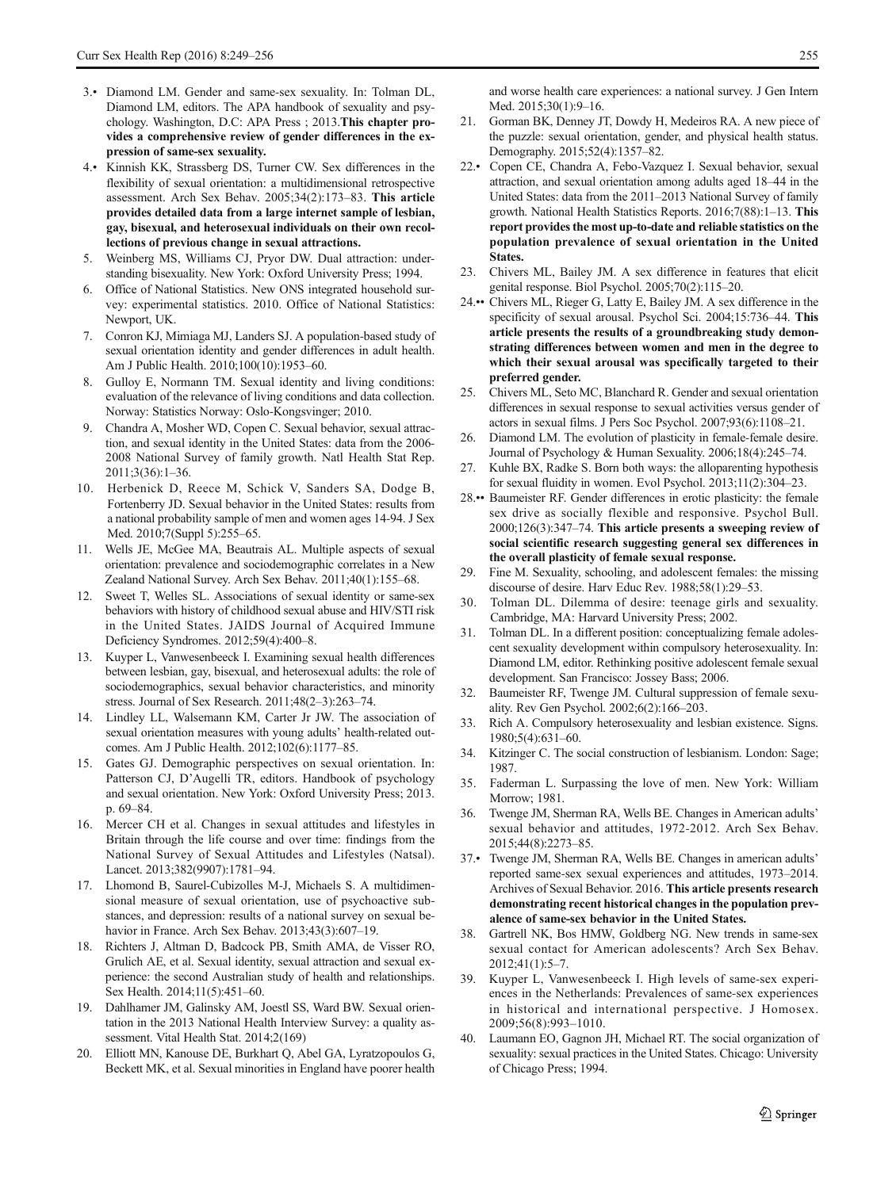3.• Diamond LM. Gender and same-sex sexuality. In: Tolman DL, Diamond LM, editors. The APA handbook of sexuality and psychology. Washington, D.C: APA Press ; 2013.**This chapter provides a comprehensive review of gender differences in the expression of same-sex sexuality.**

4.• Kinnish KK, Strassberg DS, Turner CW. Sex differences in the flexibility of sexual orientation: a multidimensional retrospective assessment. Arch Sex Behav. 2005;34(2):173–83. **This article provides detailed data from a large internet sample of lesbian, gay, bisexual, and heterosexual individuals on their own recollections of previous change in sexual attractions.**

5. Weinberg MS, Williams CJ, Pryor DW. Dual attraction: understanding bisexuality. New York: Oxford University Press; 1994.

6. Office of National Statistics. New ONS integrated household survey: experimental statistics. 2010. Office of National Statistics: Newport, UK.

7. Conron KJ, Mimiaga MJ, Landers SJ. A population-based study of sexual orientation identity and gender differences in adult health. Am J Public Health. 2010;100(10):1953–60.

8. Gulloy E, Normann TM. Sexual identity and living conditions: evaluation of the relevance of living conditions and data collection. Norway: Statistics Norway: Oslo-Kongsvinger; 2010.

9. Chandra A, Mosher WD, Copen C. Sexual behavior, sexual attraction, and sexual identity in the United States: data from the 2006-2008 National Survey of family growth. Natl Health Stat Rep. 2011;3(36):1–36.

10. Herbenick D, Reece M, Schick V, Sanders SA, Dodge B, Fortenberry JD. Sexual behavior in the United States: results from a national probability sample of men and women ages 14-94. J Sex Med. 2010;7(Suppl 5):255–65.

11. Wells JE, McGee MA, Beautrais AL. Multiple aspects of sexual orientation: prevalence and sociodemographic correlates in a New Zealand National Survey. Arch Sex Behav. 2011;40(1):155–68.

12. Sweet T, Welles SL. Associations of sexual identity or same-sex behaviors with history of childhood sexual abuse and HIV/STI risk in the United States. JAIDS Journal of Acquired Immune Deficiency Syndromes. 2012;59(4):400–8.

13. Kuyper L, Vanwesenbeeck I. Examining sexual health differences between lesbian, gay, bisexual, and heterosexual adults: the role of sociodemographics, sexual behavior characteristics, and minority stress. Journal of Sex Research. 2011;48(2–3):263–74.

14. Lindley LL, Walsemann KM, Carter Jr JW. The association of sexual orientation measures with young adults' health-related outcomes. Am J Public Health. 2012;102(6):1177–85.

15. Gates GJ. Demographic perspectives on sexual orientation. In: Patterson CJ, D'Augelli TR, editors. Handbook of psychology and sexual orientation. New York: Oxford University Press; 2013. p. 69–84.

16. Mercer CH et al. Changes in sexual attitudes and lifestyles in Britain through the life course and over time: findings from the National Survey of Sexual Attitudes and Lifestyles (Natsal). Lancet. 2013;382(9907):1781–94.

17. Lhomond B, Saurel-Cubizolles M-J, Michaels S. A multidimensional measure of sexual orientation, use of psychoactive substances, and depression: results of a national survey on sexual behavior in France. Arch Sex Behav. 2013;43(3):607–19.

18. Richters J, Altman D, Badcock PB, Smith AMA, de Visser RO, Grulich AE, et al. Sexual identity, sexual attraction and sexual experience: the second Australian study of health and relationships. Sex Health. 2014;11(5):451–60.

19. Dahlhamer JM, Galinsky AM, Joestl SS, Ward BW. Sexual orientation in the 2013 National Health Interview Survey: a quality assessment. Vital Health Stat. 2014;2(169)

20. Elliott MN, Kanouse DE, Burkhart Q, Abel GA, Lyratzopoulos G, Beckett MK, et al. Sexual minorities in England have poorer health and worse health care experiences: a national survey. J Gen Intern Med. 2015;30(1):9–16.

21. Gorman BK, Denney JT, Dowdy H, Medeiros RA. A new piece of the puzzle: sexual orientation, gender, and physical health status. Demography. 2015;52(4):1357–82.

22.• Copen CE, Chandra A, Febo-Vazquez I. Sexual behavior, sexual attraction, and sexual orientation among adults aged 18–44 in the United States: data from the 2011–2013 National Survey of family growth. National Health Statistics Reports. 2016;7(88):1–13. **This report provides the most up-to-date and reliable statistics on the population prevalence of sexual orientation in the United States.**

23. Chivers ML, Bailey JM. A sex difference in features that elicit genital response. Biol Psychol. 2005;70(2):115–20.

24.•• Chivers ML, Rieger G, Latty E, Bailey JM. A sex difference in the specificity of sexual arousal. Psychol Sci. 2004;15:736–44. **This article presents the results of a groundbreaking study demonstrating differences between women and men in the degree to which their sexual arousal was specifically targeted to their preferred gender.**

25. Chivers ML, Seto MC, Blanchard R. Gender and sexual orientation differences in sexual response to sexual activities versus gender of actors in sexual films. J Pers Soc Psychol. 2007;93(6):1108–21.

26. Diamond LM. The evolution of plasticity in female-female desire. Journal of Psychology & Human Sexuality. 2006;18(4):245–74.

27. Kuhle BX, Radke S. Born both ways: the alloparenting hypothesis for sexual fluidity in women. Evol Psychol. 2013;11(2):304–23.

28.•• Baumeister RF. Gender differences in erotic plasticity: the female sex drive as socially flexible and responsive. Psychol Bull. 2000;126(3):347–74. **This article presents a sweeping review of social scientific research suggesting general sex differences in the overall plasticity of female sexual response.**

29. Fine M. Sexuality, schooling, and adolescent females: the missing discourse of desire. Harv Educ Rev. 1988;58(1):29–53.

30. Tolman DL. Dilemma of desire: teenage girls and sexuality. Cambridge, MA: Harvard University Press; 2002.

31. Tolman DL. In a different position: conceptualizing female adolescent sexuality development within compulsory heterosexuality. In: Diamond LM, editor. Rethinking positive adolescent female sexual development. San Francisco: Jossey Bass; 2006.

32. Baumeister RF, Twenge JM. Cultural suppression of female sexuality. Rev Gen Psychol. 2002;6(2):166–203.

33. Rich A. Compulsory heterosexuality and lesbian existence. Signs. 1980;5(4):631–60.

34. Kitzinger C. The social construction of lesbianism. London: Sage; 1987.

35. Faderman L. Surpassing the love of men. New York: William Morrow; 1981.

36. Twenge JM, Sherman RA, Wells BE. Changes in American adults' sexual behavior and attitudes, 1972-2012. Arch Sex Behav. 2015;44(8):2273–85.

37.• Twenge JM, Sherman RA, Wells BE. Changes in american adults' reported same-sex sexual experiences and attitudes, 1973–2014. Archives of Sexual Behavior. 2016. **This article presents research demonstrating recent historical changes in the population prevalence of same-sex behavior in the United States.**

38. Gartrell NK, Bos HMW, Goldberg NG. New trends in same-sex sexual contact for American adolescents? Arch Sex Behav. 2012;41(1):5–7.

39. Kuyper L, Vanwesenbeeck I. High levels of same-sex experiences in the Netherlands: Prevalences of same-sex experiences in historical and international perspective. J Homosex. 2009;56(8):993–1010.

40. Laumann EO, Gagnon JH, Michael RT. The social organization of sexuality: sexual practices in the United States. Chicago: University of Chicago Press; 1994.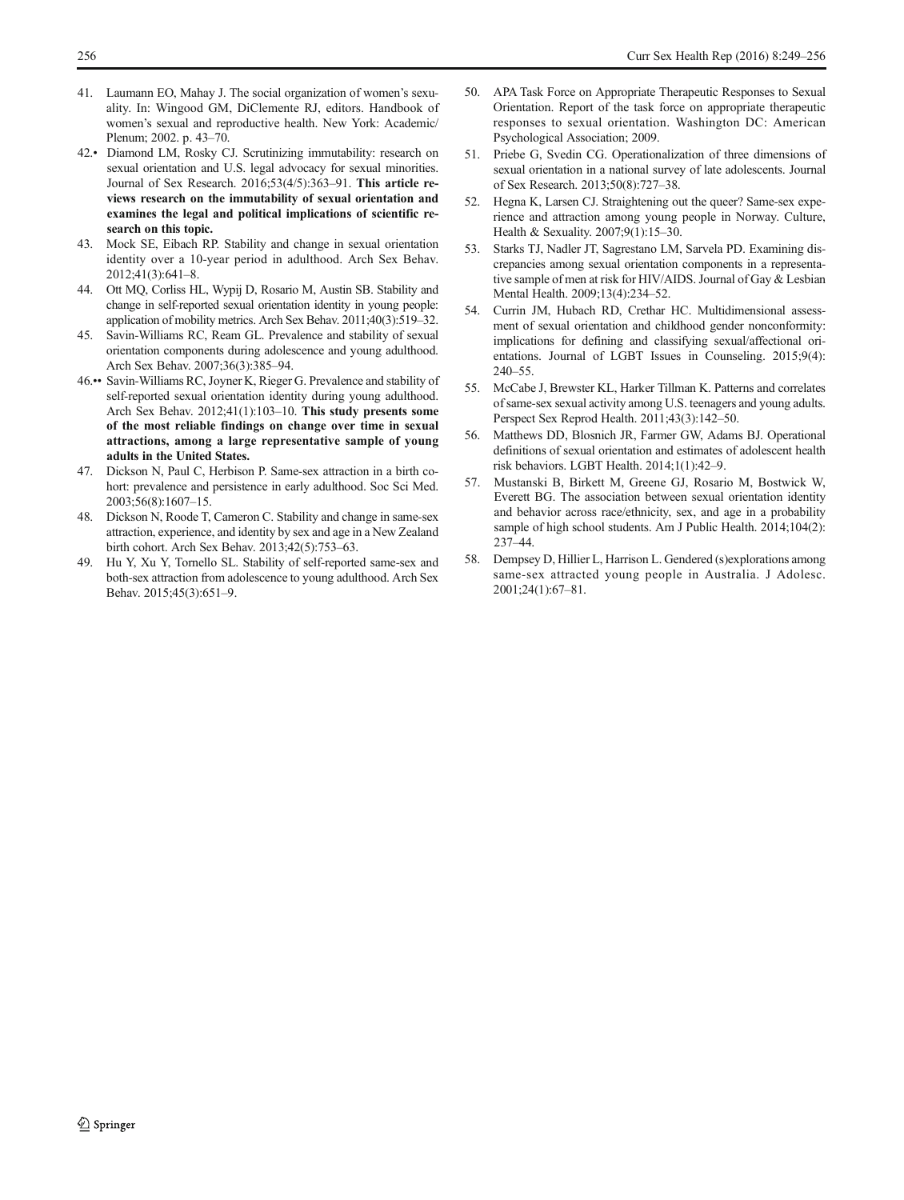41. Laumann EO, Mahay J. The social organization of women's sexuality. In: Wingood GM, DiClemente RJ, editors. Handbook of women's sexual and reproductive health. New York: Academic/ Plenum; 2002. p. 43–70.
42.• Diamond LM, Rosky CJ. Scrutinizing immutability: research on sexual orientation and U.S. legal advocacy for sexual minorities. Journal of Sex Research. 2016;53(4/5):363–91. **This article reviews research on the immutability of sexual orientation and examines the legal and political implications of scientific research on this topic.**
43. Mock SE, Eibach RP. Stability and change in sexual orientation identity over a 10-year period in adulthood. Arch Sex Behav. 2012;41(3):641–8.
44. Ott MQ, Corliss HL, Wypij D, Rosario M, Austin SB. Stability and change in self-reported sexual orientation identity in young people: application of mobility metrics. Arch Sex Behav. 2011;40(3):519–32.
45. Savin-Williams RC, Ream GL. Prevalence and stability of sexual orientation components during adolescence and young adulthood. Arch Sex Behav. 2007;36(3):385–94.
46.•• Savin-Williams RC, Joyner K, Rieger G. Prevalence and stability of self-reported sexual orientation identity during young adulthood. Arch Sex Behav. 2012;41(1):103–10. **This study presents some of the most reliable findings on change over time in sexual attractions, among a large representative sample of young adults in the United States.**
47. Dickson N, Paul C, Herbison P. Same-sex attraction in a birth cohort: prevalence and persistence in early adulthood. Soc Sci Med. 2003;56(8):1607–15.
48. Dickson N, Roode T, Cameron C. Stability and change in same-sex attraction, experience, and identity by sex and age in a New Zealand birth cohort. Arch Sex Behav. 2013;42(5):753–63.
49. Hu Y, Xu Y, Tornello SL. Stability of self-reported same-sex and both-sex attraction from adolescence to young adulthood. Arch Sex Behav. 2015;45(3):651–9.
50. APA Task Force on Appropriate Therapeutic Responses to Sexual Orientation. Report of the task force on appropriate therapeutic responses to sexual orientation. Washington DC: American Psychological Association; 2009.
51. Priebe G, Svedin CG. Operationalization of three dimensions of sexual orientation in a national survey of late adolescents. Journal of Sex Research. 2013;50(8):727–38.
52. Hegna K, Larsen CJ. Straightening out the queer? Same-sex experience and attraction among young people in Norway. Culture, Health & Sexuality. 2007;9(1):15–30.
53. Starks TJ, Nadler JT, Sagrestano LM, Sarvela PD. Examining discrepancies among sexual orientation components in a representative sample of men at risk for HIV/AIDS. Journal of Gay & Lesbian Mental Health. 2009;13(4):234–52.
54. Currin JM, Hubach RD, Crethar HC. Multidimensional assessment of sexual orientation and childhood gender nonconformity: implications for defining and classifying sexual/affectional orientations. Journal of LGBT Issues in Counseling. 2015;9(4): 240–55.
55. McCabe J, Brewster KL, Harker Tillman K. Patterns and correlates of same-sex sexual activity among U.S. teenagers and young adults. Perspect Sex Reprod Health. 2011;43(3):142–50.
56. Matthews DD, Blosnich JR, Farmer GW, Adams BJ. Operational definitions of sexual orientation and estimates of adolescent health risk behaviors. LGBT Health. 2014;1(1):42–9.
57. Mustanski B, Birkett M, Greene GJ, Rosario M, Bostwick W, Everett BG. The association between sexual orientation identity and behavior across race/ethnicity, sex, and age in a probability sample of high school students. Am J Public Health. 2014;104(2): 237–44.
58. Dempsey D, Hillier L, Harrison L. Gendered (s)explorations among same-sex attracted young people in Australia. J Adolesc. 2001;24(1):67–81.